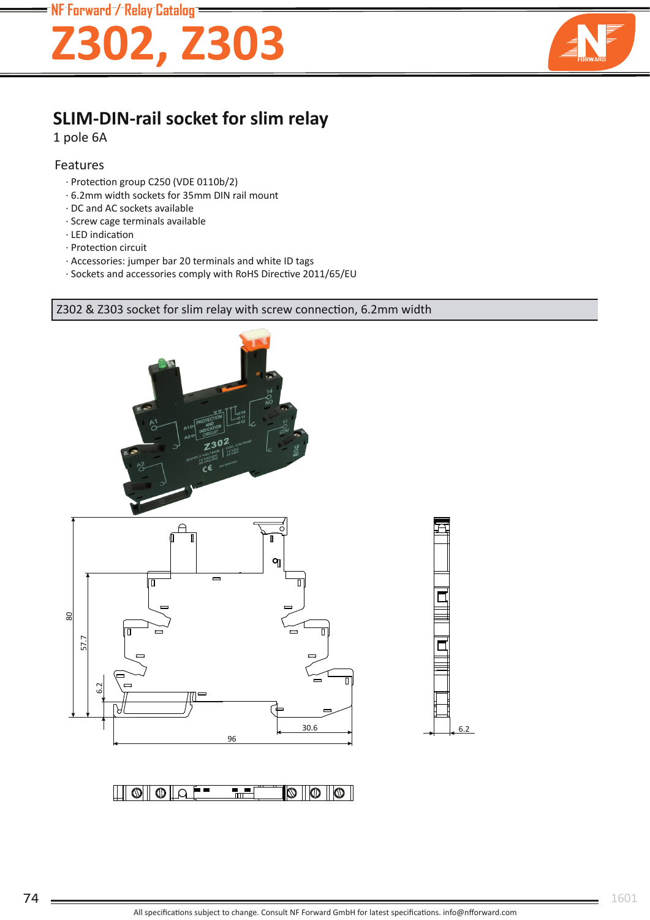# Z302, Z303

## SLIM-DIN-rail socket for slim relay

1 pole 6A

### Features

- Protection group C250 (VDE 0110b/2)
- 6.2mm width sockets for 35mm DIN rail mount
- DC and AC sockets available
- Screw cage terminals available
- LED indication
- Protection circuit
- Accessories: jumper bar 20 terminals and white ID tags
- Sockets and accessories comply with RoHS Directive 2011/65/EU

### Z302 & Z303 socket for slim relay with screw connection, 6.2mm width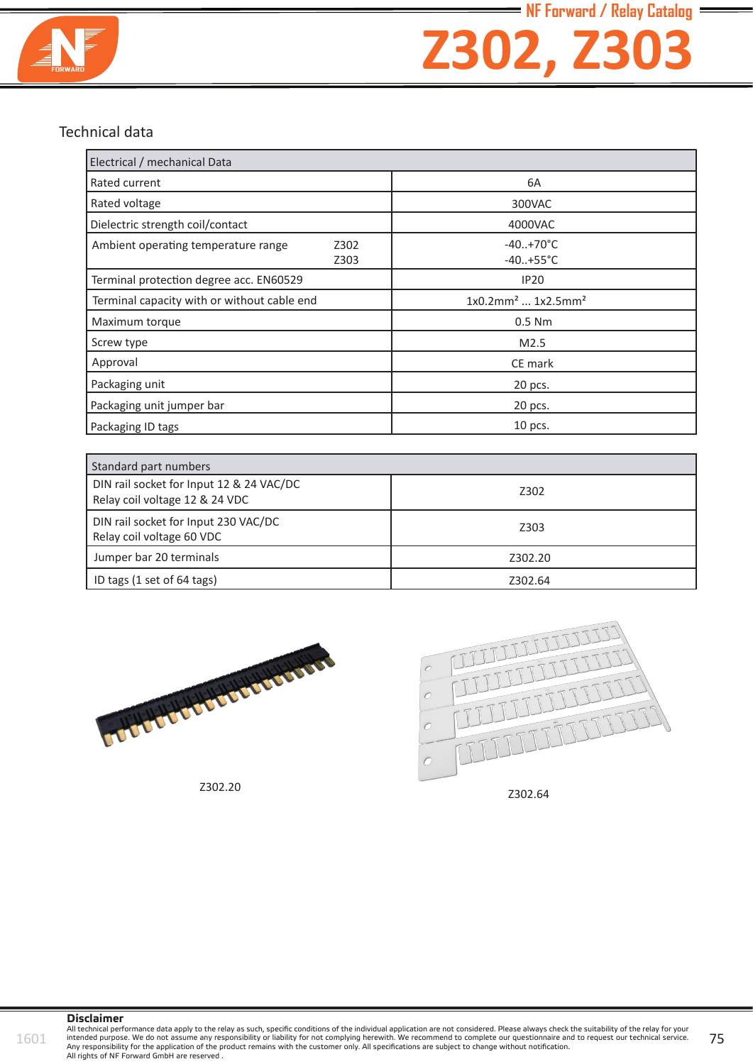# Z302, Z303

## Technical data

| Electrical / mechanical Data | |
|---|---|
| Rated current | 6A |
| Rated voltage | 300VAC |
| Dielectric strength coil/contact | 4000VAC |
| Ambient operating temperature range Z302 / Z303 | -40..+70°C / -40..+55°C |
| Terminal protection degree acc. EN60529 | IP20 |
| Terminal capacity with or without cable end | 1x0.2mm² ... 1x2.5mm² |
| Maximum torque | 0.5 Nm |
| Screw type | M2.5 |
| Approval | CE mark |
| Packaging unit | 20 pcs. |
| Packaging unit jumper bar | 20 pcs. |
| Packaging ID tags | 10 pcs. |

| Standard part numbers | |
|---|---|
| DIN rail socket for Input 12 & 24 VAC/DC<br>Relay coil voltage 12 & 24 VDC | Z302 |
| DIN rail socket for Input 230 VAC/DC<br>Relay coil voltage 60 VDC | Z303 |
| Jumper bar 20 terminals | Z302.20 |
| ID tags (1 set of 64 tags) | Z302.64 |

Z302.20

Z302.64

**Disclaimer**
All technical performance data apply to the relay as such, specific conditions of the individual application are not considered. Please always check the suitability of the relay for your intended purpose. We do not assume any responsibility or liability for not complying herewith. We recommend to complete our questionnaire and to request our technical service. Any responsibility for the application of the product remains with the customer only. All specifications are subject to change without notification.
All rights of NF Forward GmbH are reserved .